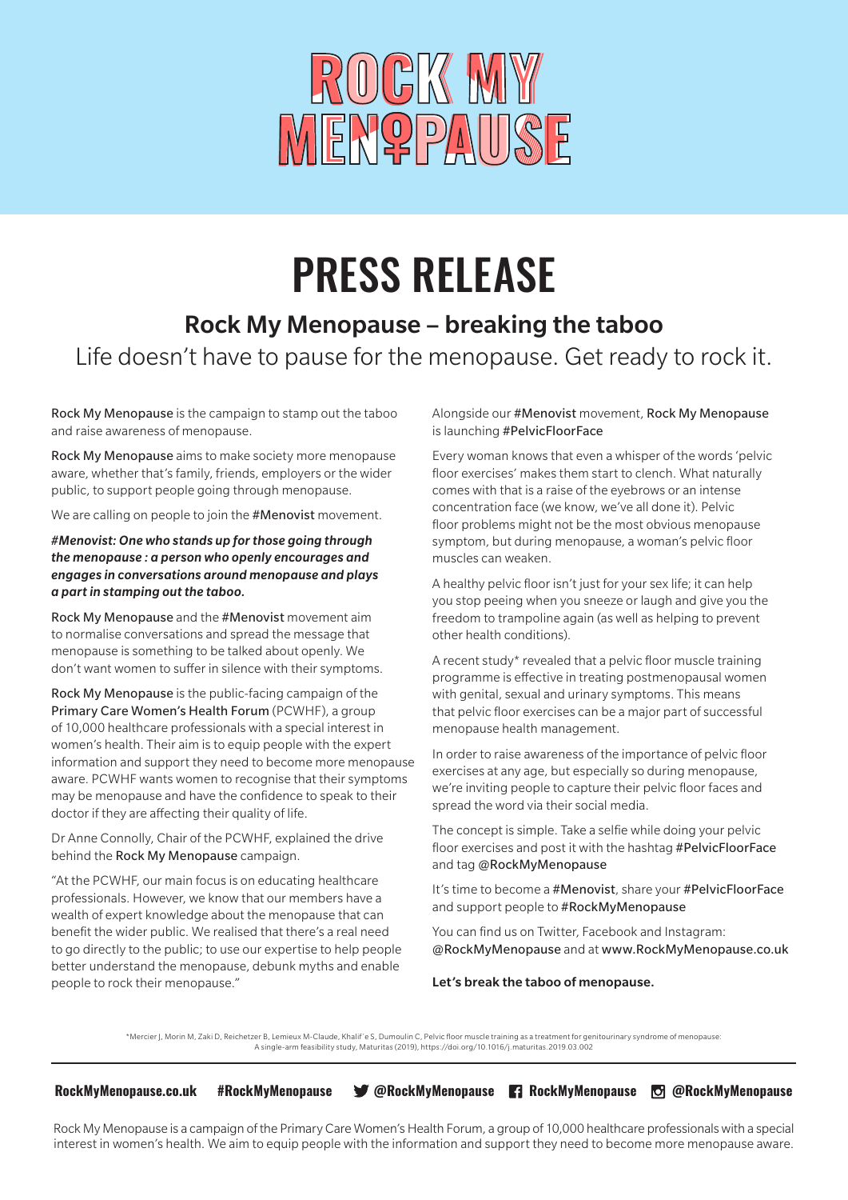# ROCK MY MENOPAUSE

# PRESS RELEASE

## Rock My Menopause – breaking the taboo

Life doesn't have to pause for the menopause. Get ready to rock it.

Rock My Menopause is the campaign to stamp out the taboo and raise awareness of menopause.

Rock My Menopause aims to make society more menopause aware, whether that's family, friends, employers or the wider public, to support people going through menopause.

We are calling on people to join the #Menovist movement.

***#Menovist: One who stands up for those going through the menopause : a person who openly encourages and engages in conversations around menopause and plays a part in stamping out the taboo.***

Rock My Menopause and the #Menovist movement aim to normalise conversations and spread the message that menopause is something to be talked about openly. We don't want women to suffer in silence with their symptoms.

Rock My Menopause is the public-facing campaign of the Primary Care Women's Health Forum (PCWHF), a group of 10,000 healthcare professionals with a special interest in women's health. Their aim is to equip people with the expert information and support they need to become more menopause aware. PCWHF wants women to recognise that their symptoms may be menopause and have the confidence to speak to their doctor if they are affecting their quality of life.

Dr Anne Connolly, Chair of the PCWHF, explained the drive behind the Rock My Menopause campaign.

"At the PCWHF, our main focus is on educating healthcare professionals. However, we know that our members have a wealth of expert knowledge about the menopause that can benefit the wider public. We realised that there's a real need to go directly to the public; to use our expertise to help people better understand the menopause, debunk myths and enable people to rock their menopause."

Alongside our #Menovist movement, Rock My Menopause is launching #PelvicFloorFace

Every woman knows that even a whisper of the words 'pelvic floor exercises' makes them start to clench. What naturally comes with that is a raise of the eyebrows or an intense concentration face (we know, we've all done it). Pelvic floor problems might not be the most obvious menopause symptom, but during menopause, a woman's pelvic floor muscles can weaken.

A healthy pelvic floor isn't just for your sex life; it can help you stop peeing when you sneeze or laugh and give you the freedom to trampoline again (as well as helping to prevent other health conditions).

A recent study* revealed that a pelvic floor muscle training programme is effective in treating postmenopausal women with genital, sexual and urinary symptoms. This means that pelvic floor exercises can be a major part of successful menopause health management.

In order to raise awareness of the importance of pelvic floor exercises at any age, but especially so during menopause, we're inviting people to capture their pelvic floor faces and spread the word via their social media.

The concept is simple. Take a selfie while doing your pelvic floor exercises and post it with the hashtag #PelvicFloorFace and tag @RockMyMenopause

It's time to become a #Menovist, share your #PelvicFloorFace and support people to #RockMyMenopause

You can find us on Twitter, Facebook and Instagram: @RockMyMenopause and at www.RockMyMenopause.co.uk

**Let's break the taboo of menopause.**

*Mercier J, Morin M, Zaki D, Reichetzer B, Lemieux M-Claude, Khalif'e S, Dumoulin C, Pelvic floor muscle training as a treatment for genitourinary syndrome of menopause: A single-arm feasibility study, Maturitas (2019), https://doi.org/10.1016/j.maturitas.2019.03.002

---

**RockMyMenopause.co.uk** **#RockMyMenopause** **@RockMyMenopause** **RockMyMenopause** **@RockMyMenopause**

Rock My Menopause is a campaign of the Primary Care Women's Health Forum, a group of 10,000 healthcare professionals with a special interest in women's health. We aim to equip people with the information and support they need to become more menopause aware.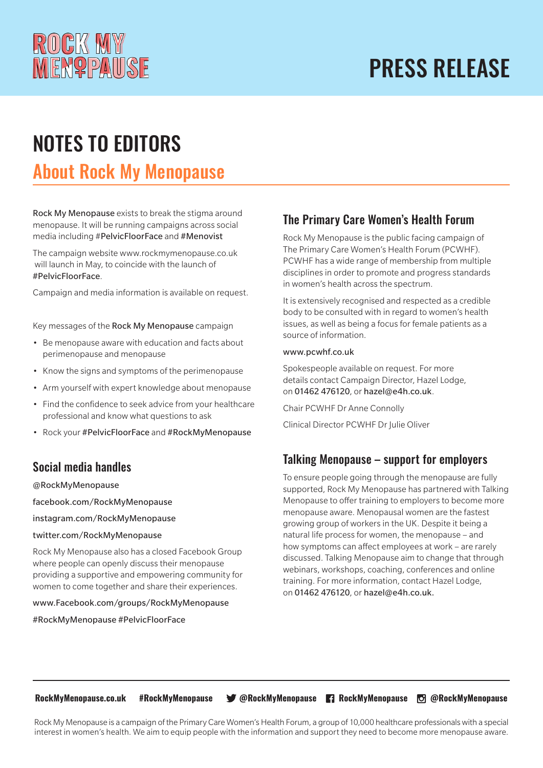# NOTES TO EDITORS

## About Rock My Menopause

Rock My Menopause exists to break the stigma around menopause. It will be running campaigns across social media including #PelvicFloorFace and #Menovist

The campaign website www.rockmymenopause.co.uk will launch in May, to coincide with the launch of #PelvicFloorFace.

Campaign and media information is available on request.

Key messages of the Rock My Menopause campaign

- Be menopause aware with education and facts about perimenopause and menopause
- Know the signs and symptoms of the perimenopause
- Arm yourself with expert knowledge about menopause
- Find the confidence to seek advice from your healthcare professional and know what questions to ask
- Rock your #PelvicFloorFace and #RockMyMenopause

### Social media handles

@RockMyMenopause

facebook.com/RockMyMenopause

instagram.com/RockMyMenopause

twitter.com/RockMyMenopause

Rock My Menopause also has a closed Facebook Group where people can openly discuss their menopause providing a supportive and empowering community for women to come together and share their experiences.

www.Facebook.com/groups/RockMyMenopause

#RockMyMenopause #PelvicFloorFace

### The Primary Care Women's Health Forum

Rock My Menopause is the public facing campaign of The Primary Care Women's Health Forum (PCWHF). PCWHF has a wide range of membership from multiple disciplines in order to promote and progress standards in women's health across the spectrum.

It is extensively recognised and respected as a credible body to be consulted with in regard to women's health issues, as well as being a focus for female patients as a source of information.

www.pcwhf.co.uk

Spokespeople available on request. For more details contact Campaign Director, Hazel Lodge, on 01462 476120, or hazel@e4h.co.uk.

Chair PCWHF Dr Anne Connolly

Clinical Director PCWHF Dr Julie Oliver

### Talking Menopause – support for employers

To ensure people going through the menopause are fully supported, Rock My Menopause has partnered with Talking Menopause to offer training to employers to become more menopause aware. Menopausal women are the fastest growing group of workers in the UK. Despite it being a natural life process for women, the menopause – and how symptoms can affect employees at work – are rarely discussed. Talking Menopause aim to change that through webinars, workshops, coaching, conferences and online training. For more information, contact Hazel Lodge, on 01462 476120, or hazel@e4h.co.uk.

**RockMyMenopause.co.uk** **#RockMyMenopause** **@RockMyMenopause** **RockMyMenopause** **@RockMyMenopause**

Rock My Menopause is a campaign of the Primary Care Women's Health Forum, a group of 10,000 healthcare professionals with a special interest in women's health. We aim to equip people with the information and support they need to become more menopause aware.